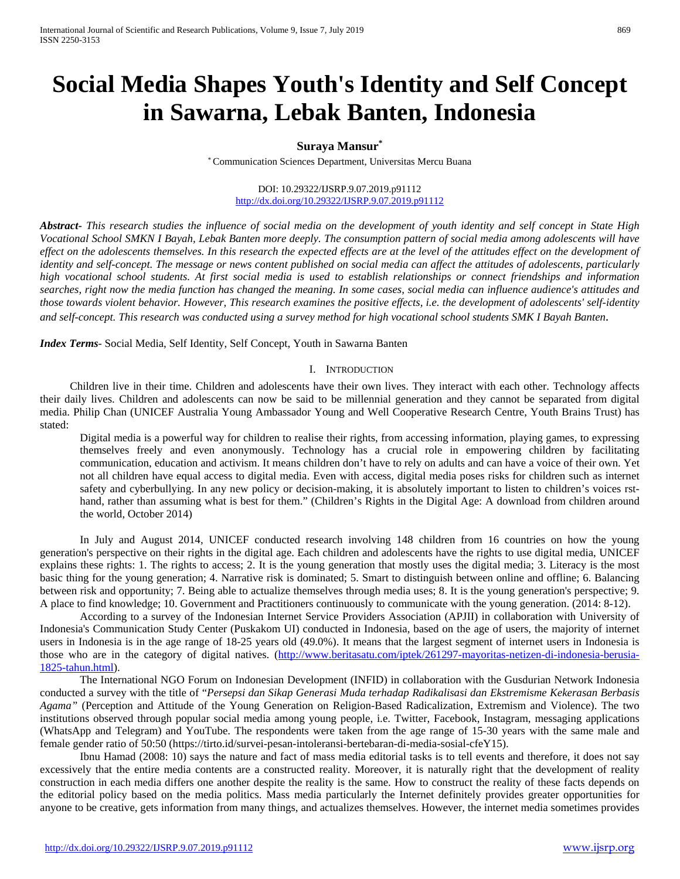# Social Media Shapes Youth's Identity and Self Concept in Sawarna, Lebak Banten, Indonesia

**Suraya Mansur***

* Communication Sciences Department, Universitas Mercu Buana

DOI: 10.29322/IJSRP.9.07.2019.p91112
http://dx.doi.org/10.29322/IJSRP.9.07.2019.p91112

***Abstract-*** *This research studies the influence of social media on the development of youth identity and self concept in State High Vocational School SMKN I Bayah, Lebak Banten more deeply. The consumption pattern of social media among adolescents will have effect on the adolescents themselves. In this research the expected effects are at the level of the attitudes effect on the development of identity and self-concept. The message or news content published on social media can affect the attitudes of adolescents, particularly high vocational school students. At first social media is used to establish relationships or connect friendships and information searches, right now the media function has changed the meaning. In some cases, social media can influence audience's attitudes and those towards violent behavior. However, This research examines the positive effects, i.e. the development of adolescents' self-identity and self-concept. This research was conducted using a survey method for high vocational school students SMK I Bayah Banten.*

***Index Terms*-** Social Media, Self Identity, Self Concept, Youth in Sawarna Banten

## I. Introduction

Children live in their time. Children and adolescents have their own lives. They interact with each other. Technology affects their daily lives. Children and adolescents can now be said to be millennial generation and they cannot be separated from digital media. Philip Chan (UNICEF Australia Young Ambassador Young and Well Cooperative Research Centre, Youth Brains Trust) has stated:

> Digital media is a powerful way for children to realise their rights, from accessing information, playing games, to expressing themselves freely and even anonymously. Technology has a crucial role in empowering children by facilitating communication, education and activism. It means children don't have to rely on adults and can have a voice of their own. Yet not all children have equal access to digital media. Even with access, digital media poses risks for children such as internet safety and cyberbullying. In any new policy or decision-making, it is absolutely important to listen to children's voices rst-hand, rather than assuming what is best for them." (Children's Rights in the Digital Age: A download from children around the world, October 2014)

In July and August 2014, UNICEF conducted research involving 148 children from 16 countries on how the young generation's perspective on their rights in the digital age. Each children and adolescents have the rights to use digital media, UNICEF explains these rights: 1. The rights to access; 2. It is the young generation that mostly uses the digital media; 3. Literacy is the most basic thing for the young generation; 4. Narrative risk is dominated; 5. Smart to distinguish between online and offline; 6. Balancing between risk and opportunity; 7. Being able to actualize themselves through media uses; 8. It is the young generation's perspective; 9. A place to find knowledge; 10. Government and Practitioners continuously to communicate with the young generation. (2014: 8-12).

According to a survey of the Indonesian Internet Service Providers Association (APJII) in collaboration with University of Indonesia's Communication Study Center (Puskakom UI) conducted in Indonesia, based on the age of users, the majority of internet users in Indonesia is in the age range of 18-25 years old (49.0%). It means that the largest segment of internet users in Indonesia is those who are in the category of digital natives. (http://www.beritasatu.com/iptek/261297-mayoritas-netizen-di-indonesia-berusia-1825-tahun.html).

The International NGO Forum on Indonesian Development (INFID) in collaboration with the Gusdurian Network Indonesia conducted a survey with the title of "*Persepsi dan Sikap Generasi Muda terhadap Radikalisasi dan Ekstremisme Kekerasan Berbasis Agama"* (Perception and Attitude of the Young Generation on Religion-Based Radicalization, Extremism and Violence). The two institutions observed through popular social media among young people, i.e. Twitter, Facebook, Instagram, messaging applications (WhatsApp and Telegram) and YouTube. The respondents were taken from the age range of 15-30 years with the same male and female gender ratio of 50:50 (https://tirto.id/survei-pesan-intoleransi-bertebaran-di-media-sosial-cfeY15).

Ibnu Hamad (2008: 10) says the nature and fact of mass media editorial tasks is to tell events and therefore, it does not say excessively that the entire media contents are a constructed reality. Moreover, it is naturally right that the development of reality construction in each media differs one another despite the reality is the same. How to construct the reality of these facts depends on the editorial policy based on the media politics. Mass media particularly the Internet definitely provides greater opportunities for anyone to be creative, gets information from many things, and actualizes themselves. However, the internet media sometimes provides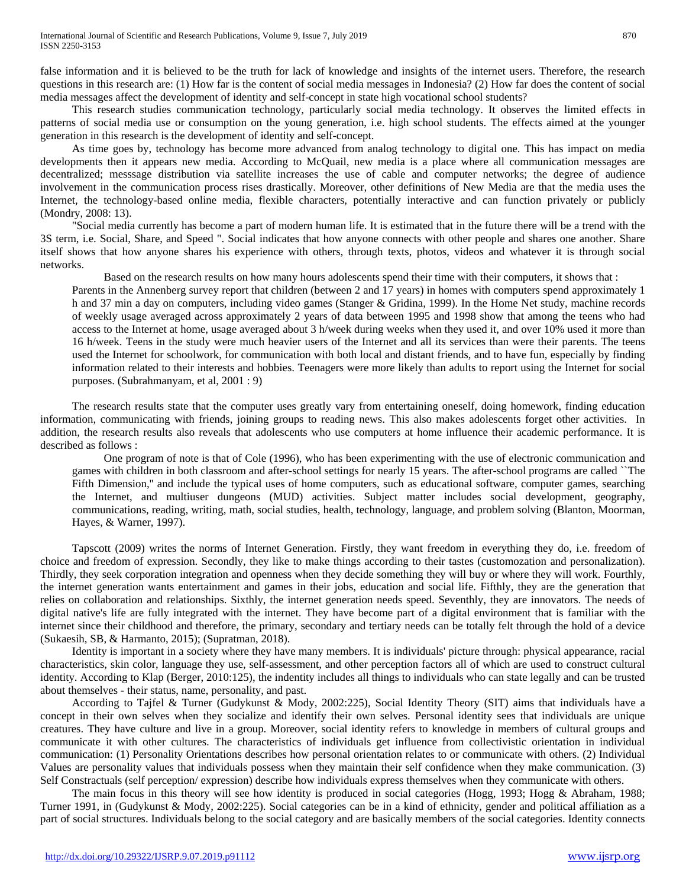false information and it is believed to be the truth for lack of knowledge and insights of the internet users. Therefore, the research questions in this research are: (1) How far is the content of social media messages in Indonesia? (2) How far does the content of social media messages affect the development of identity and self-concept in state high vocational school students?

This research studies communication technology, particularly social media technology. It observes the limited effects in patterns of social media use or consumption on the young generation, i.e. high school students. The effects aimed at the younger generation in this research is the development of identity and self-concept.

As time goes by, technology has become more advanced from analog technology to digital one. This has impact on media developments then it appears new media. According to McQuail, new media is a place where all communication messages are decentralized; messsage distribution via satellite increases the use of cable and computer networks; the degree of audience involvement in the communication process rises drastically. Moreover, other definitions of New Media are that the media uses the Internet, the technology-based online media, flexible characters, potentially interactive and can function privately or publicly (Mondry, 2008: 13).

"Social media currently has become a part of modern human life. It is estimated that in the future there will be a trend with the 3S term, i.e. Social, Share, and Speed ". Social indicates that how anyone connects with other people and shares one another. Share itself shows that how anyone shares his experience with others, through texts, photos, videos and whatever it is through social networks.

Based on the research results on how many hours adolescents spend their time with their computers, it shows that :

> Parents in the Annenberg survey report that children (between 2 and 17 years) in homes with computers spend approximately 1 h and 37 min a day on computers, including video games (Stanger & Gridina, 1999). In the Home Net study, machine records of weekly usage averaged across approximately 2 years of data between 1995 and 1998 show that among the teens who had access to the Internet at home, usage averaged about 3 h/week during weeks when they used it, and over 10% used it more than 16 h/week. Teens in the study were much heavier users of the Internet and all its services than were their parents. The teens used the Internet for schoolwork, for communication with both local and distant friends, and to have fun, especially by finding information related to their interests and hobbies. Teenagers were more likely than adults to report using the Internet for social purposes. (Subrahmanyam, et al, 2001 : 9)

The research results state that the computer uses greatly vary from entertaining oneself, doing homework, finding education information, communicating with friends, joining groups to reading news. This also makes adolescents forget other activities. In addition, the research results also reveals that adolescents who use computers at home influence their academic performance. It is described as follows :

> One program of note is that of Cole (1996), who has been experimenting with the use of electronic communication and games with children in both classroom and after-school settings for nearly 15 years. The after-school programs are called ``The Fifth Dimension,'' and include the typical uses of home computers, such as educational software, computer games, searching the Internet, and multiuser dungeons (MUD) activities. Subject matter includes social development, geography, communications, reading, writing, math, social studies, health, technology, language, and problem solving (Blanton, Moorman, Hayes, & Warner, 1997).

Tapscott (2009) writes the norms of Internet Generation. Firstly, they want freedom in everything they do, i.e. freedom of choice and freedom of expression. Secondly, they like to make things according to their tastes (customozation and personalization). Thirdly, they seek corporation integration and openness when they decide something they will buy or where they will work. Fourthly, the internet generation wants entertainment and games in their jobs, education and social life. Fifthly, they are the generation that relies on collaboration and relationships. Sixthly, the internet generation needs speed. Seventhly, they are innovators. The needs of digital native's life are fully integrated with the internet. They have become part of a digital environment that is familiar with the internet since their childhood and therefore, the primary, secondary and tertiary needs can be totally felt through the hold of a device (Sukaesih, SB, & Harmanto, 2015); (Supratman, 2018).

Identity is important in a society where they have many members. It is individuals' picture through: physical appearance, racial characteristics, skin color, language they use, self-assessment, and other perception factors all of which are used to construct cultural identity. According to Klap (Berger, 2010:125), the indentity includes all things to individuals who can state legally and can be trusted about themselves - their status, name, personality, and past.

According to Tajfel & Turner (Gudykunst & Mody, 2002:225), Social Identity Theory (SIT) aims that individuals have a concept in their own selves when they socialize and identify their own selves. Personal identity sees that individuals are unique creatures. They have culture and live in a group. Moreover, social identity refers to knowledge in members of cultural groups and communicate it with other cultures. The characteristics of individuals get influence from collectivistic orientation in individual communication: (1) Personality Orientations describes how personal orientation relates to or communicate with others. (2) Individual Values are personality values that individuals possess when they maintain their self confidence when they make communication. (3) Self Constractuals (self perception/ expression) describe how individuals express themselves when they communicate with others.

The main focus in this theory will see how identity is produced in social categories (Hogg, 1993; Hogg & Abraham, 1988; Turner 1991, in (Gudykunst & Mody, 2002:225). Social categories can be in a kind of ethnicity, gender and political affiliation as a part of social structures. Individuals belong to the social category and are basically members of the social categories. Identity connects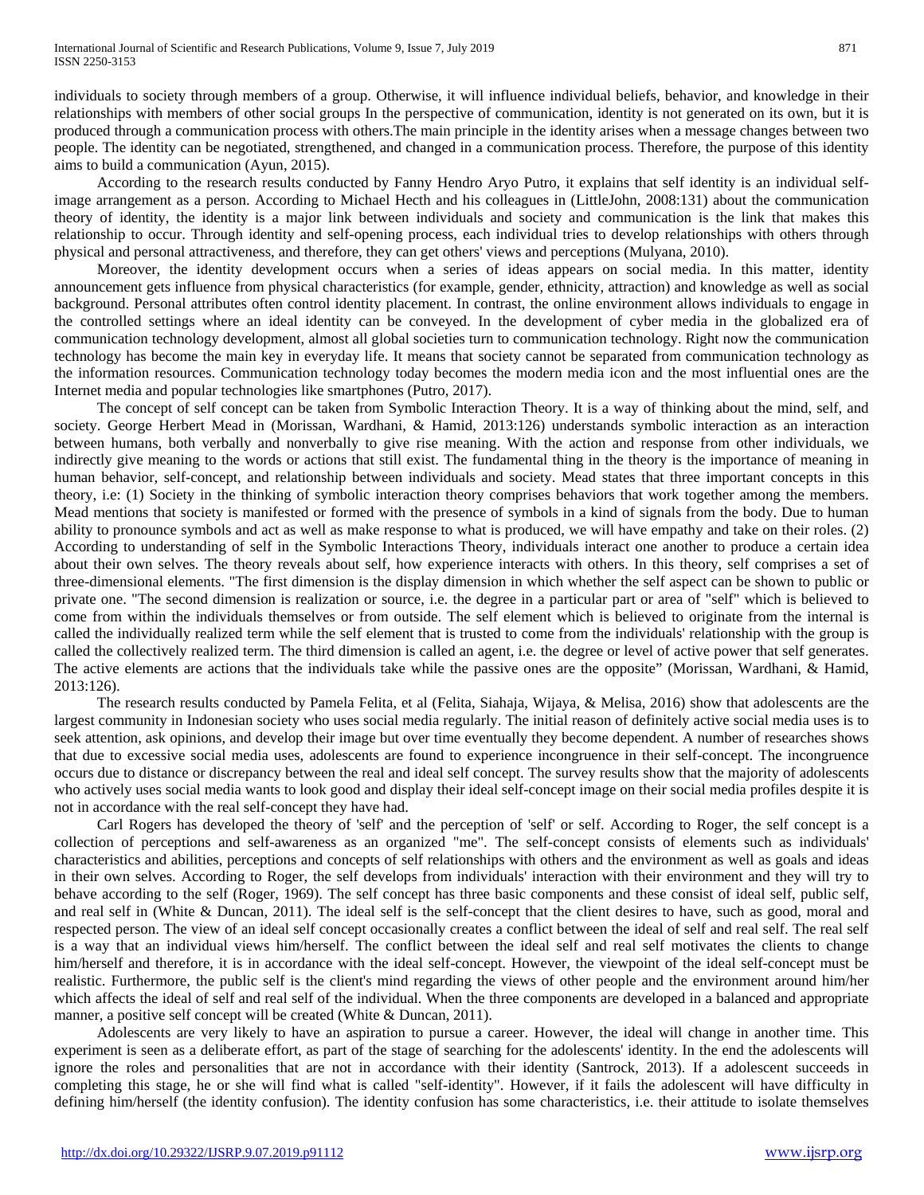individuals to society through members of a group. Otherwise, it will influence individual beliefs, behavior, and knowledge in their relationships with members of other social groups In the perspective of communication, identity is not generated on its own, but it is produced through a communication process with others.The main principle in the identity arises when a message changes between two people. The identity can be negotiated, strengthened, and changed in a communication process. Therefore, the purpose of this identity aims to build a communication (Ayun, 2015).

According to the research results conducted by Fanny Hendro Aryo Putro, it explains that self identity is an individual self-image arrangement as a person. According to Michael Hecth and his colleagues in (LittleJohn, 2008:131) about the communication theory of identity, the identity is a major link between individuals and society and communication is the link that makes this relationship to occur. Through identity and self-opening process, each individual tries to develop relationships with others through physical and personal attractiveness, and therefore, they can get others' views and perceptions (Mulyana, 2010).

Moreover, the identity development occurs when a series of ideas appears on social media. In this matter, identity announcement gets influence from physical characteristics (for example, gender, ethnicity, attraction) and knowledge as well as social background. Personal attributes often control identity placement. In contrast, the online environment allows individuals to engage in the controlled settings where an ideal identity can be conveyed. In the development of cyber media in the globalized era of communication technology development, almost all global societies turn to communication technology. Right now the communication technology has become the main key in everyday life. It means that society cannot be separated from communication technology as the information resources. Communication technology today becomes the modern media icon and the most influential ones are the Internet media and popular technologies like smartphones (Putro, 2017).

The concept of self concept can be taken from Symbolic Interaction Theory. It is a way of thinking about the mind, self, and society. George Herbert Mead in (Morissan, Wardhani, & Hamid, 2013:126) understands symbolic interaction as an interaction between humans, both verbally and nonverbally to give rise meaning. With the action and response from other individuals, we indirectly give meaning to the words or actions that still exist. The fundamental thing in the theory is the importance of meaning in human behavior, self-concept, and relationship between individuals and society. Mead states that three important concepts in this theory, i.e: (1) Society in the thinking of symbolic interaction theory comprises behaviors that work together among the members. Mead mentions that society is manifested or formed with the presence of symbols in a kind of signals from the body. Due to human ability to pronounce symbols and act as well as make response to what is produced, we will have empathy and take on their roles. (2) According to understanding of self in the Symbolic Interactions Theory, individuals interact one another to produce a certain idea about their own selves. The theory reveals about self, how experience interacts with others. In this theory, self comprises a set of three-dimensional elements. "The first dimension is the display dimension in which whether the self aspect can be shown to public or private one. "The second dimension is realization or source, i.e. the degree in a particular part or area of "self" which is believed to come from within the individuals themselves or from outside. The self element which is believed to originate from the internal is called the individually realized term while the self element that is trusted to come from the individuals' relationship with the group is called the collectively realized term. The third dimension is called an agent, i.e. the degree or level of active power that self generates. The active elements are actions that the individuals take while the passive ones are the opposite" (Morissan, Wardhani, & Hamid, 2013:126).

The research results conducted by Pamela Felita, et al (Felita, Siahaja, Wijaya, & Melisa, 2016) show that adolescents are the largest community in Indonesian society who uses social media regularly. The initial reason of definitely active social media uses is to seek attention, ask opinions, and develop their image but over time eventually they become dependent. A number of researches shows that due to excessive social media uses, adolescents are found to experience incongruence in their self-concept. The incongruence occurs due to distance or discrepancy between the real and ideal self concept. The survey results show that the majority of adolescents who actively uses social media wants to look good and display their ideal self-concept image on their social media profiles despite it is not in accordance with the real self-concept they have had.

Carl Rogers has developed the theory of 'self' and the perception of 'self' or self. According to Roger, the self concept is a collection of perceptions and self-awareness as an organized "me". The self-concept consists of elements such as individuals' characteristics and abilities, perceptions and concepts of self relationships with others and the environment as well as goals and ideas in their own selves. According to Roger, the self develops from individuals' interaction with their environment and they will try to behave according to the self (Roger, 1969). The self concept has three basic components and these consist of ideal self, public self, and real self in (White & Duncan, 2011). The ideal self is the self-concept that the client desires to have, such as good, moral and respected person. The view of an ideal self concept occasionally creates a conflict between the ideal of self and real self. The real self is a way that an individual views him/herself. The conflict between the ideal self and real self motivates the clients to change him/herself and therefore, it is in accordance with the ideal self-concept. However, the viewpoint of the ideal self-concept must be realistic. Furthermore, the public self is the client's mind regarding the views of other people and the environment around him/her which affects the ideal of self and real self of the individual. When the three components are developed in a balanced and appropriate manner, a positive self concept will be created (White & Duncan, 2011).

Adolescents are very likely to have an aspiration to pursue a career. However, the ideal will change in another time. This experiment is seen as a deliberate effort, as part of the stage of searching for the adolescents' identity. In the end the adolescents will ignore the roles and personalities that are not in accordance with their identity (Santrock, 2013). If a adolescent succeeds in completing this stage, he or she will find what is called "self-identity". However, if it fails the adolescent will have difficulty in defining him/herself (the identity confusion). The identity confusion has some characteristics, i.e. their attitude to isolate themselves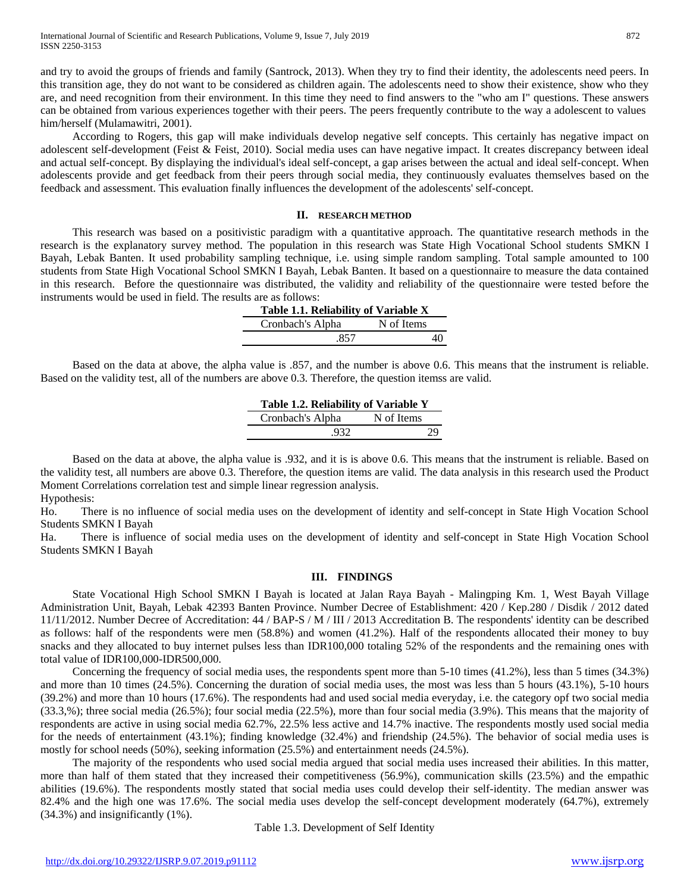and try to avoid the groups of friends and family (Santrock, 2013). When they try to find their identity, the adolescents need peers. In this transition age, they do not want to be considered as children again. The adolescents need to show their existence, show who they are, and need recognition from their environment. In this time they need to find answers to the "who am I" questions. These answers can be obtained from various experiences together with their peers. The peers frequently contribute to the way a adolescent to values him/herself (Mulamawitri, 2001).

According to Rogers, this gap will make individuals develop negative self concepts. This certainly has negative impact on adolescent self-development (Feist & Feist, 2010). Social media uses can have negative impact. It creates discrepancy between ideal and actual self-concept. By displaying the individual's ideal self-concept, a gap arises between the actual and ideal self-concept. When adolescents provide and get feedback from their peers through social media, they continuously evaluates themselves based on the feedback and assessment. This evaluation finally influences the development of the adolescents' self-concept.

## II. RESEARCH METHOD

This research was based on a positivistic paradigm with a quantitative approach. The quantitative research methods in the research is the explanatory survey method. The population in this research was State High Vocational School students SMKN I Bayah, Lebak Banten. It used probability sampling technique, i.e. using simple random sampling. Total sample amounted to 100 students from State High Vocational School SMKN I Bayah, Lebak Banten. It based on a questionnaire to measure the data contained in this research. Before the questionnaire was distributed, the validity and reliability of the questionnaire were tested before the instruments would be used in field. The results are as follows:

**Table 1.1. Reliability of Variable X**

| Cronbach's Alpha | N of Items |
|---|---|
| .857 | 40 |

Based on the data at above, the alpha value is .857, and the number is above 0.6. This means that the instrument is reliable. Based on the validity test, all of the numbers are above 0.3. Therefore, the question itemss are valid.

**Table 1.2. Reliability of Variable Y**

| Cronbach's Alpha | N of Items |
|---|---|
| .932 | 29 |

Based on the data at above, the alpha value is .932, and it is is above 0.6. This means that the instrument is reliable. Based on the validity test, all numbers are above 0.3. Therefore, the question items are valid. The data analysis in this research used the Product Moment Correlations correlation test and simple linear regression analysis.

Hypothesis:

Ho. There is no influence of social media uses on the development of identity and self-concept in State High Vocation School Students SMKN I Bayah

Ha. There is influence of social media uses on the development of identity and self-concept in State High Vocation School Students SMKN I Bayah

## III. FINDINGS

State Vocational High School SMKN I Bayah is located at Jalan Raya Bayah - Malingping Km. 1, West Bayah Village Administration Unit, Bayah, Lebak 42393 Banten Province. Number Decree of Establishment: 420 / Kep.280 / Disdik / 2012 dated 11/11/2012. Number Decree of Accreditation: 44 / BAP-S / M / III / 2013 Accreditation B. The respondents' identity can be described as follows: half of the respondents were men (58.8%) and women (41.2%). Half of the respondents allocated their money to buy snacks and they allocated to buy internet pulses less than IDR100,000 totaling 52% of the respondents and the remaining ones with total value of IDR100,000-IDR500,000.

Concerning the frequency of social media uses, the respondents spent more than 5-10 times (41.2%), less than 5 times (34.3%) and more than 10 times (24.5%). Concerning the duration of social media uses, the most was less than 5 hours (43.1%), 5-10 hours (39.2%) and more than 10 hours (17.6%). The respondents had and used social media everyday, i.e. the category opf two social media (33.3,%); three social media (26.5%); four social media (22.5%), more than four social media (3.9%). This means that the majority of respondents are active in using social media 62.7%, 22.5% less active and 14.7% inactive. The respondents mostly used social media for the needs of entertainment (43.1%); finding knowledge (32.4%) and friendship (24.5%). The behavior of social media uses is mostly for school needs (50%), seeking information (25.5%) and entertainment needs (24.5%).

The majority of the respondents who used social media argued that social media uses increased their abilities. In this matter, more than half of them stated that they increased their competitiveness (56.9%), communication skills (23.5%) and the empathic abilities (19.6%). The respondents mostly stated that social media uses could develop their self-identity. The median answer was 82.4% and the high one was 17.6%. The social media uses develop the self-concept development moderately (64.7%), extremely (34.3%) and insignificantly (1%).

Table 1.3. Development of Self Identity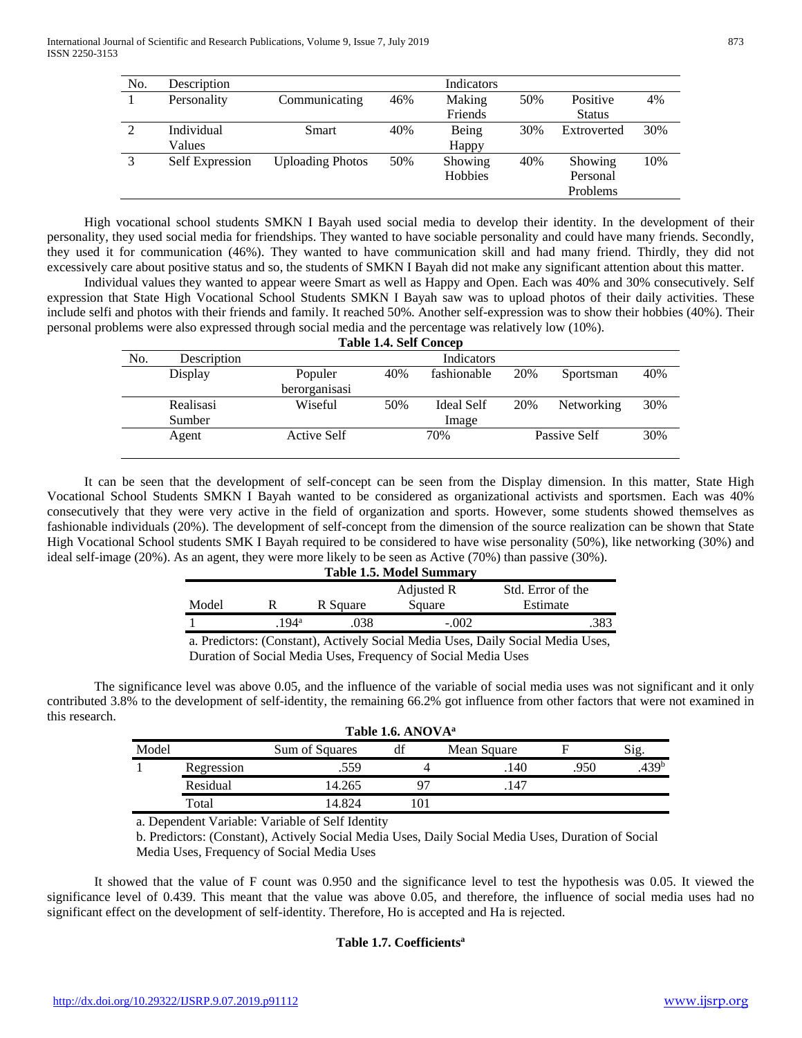| No. | Description | Indicators | | | | | |
|---|---|---|---|---|---|---|---|
| 1 | Personality | Communicating | 46% | Making Friends | 50% | Positive Status | 4% |
| 2 | Individual Values | Smart | 40% | Being Happy | 30% | Extroverted | 30% |
| 3 | Self Expression | Uploading Photos | 50% | Showing Hobbies | 40% | Showing Personal Problems | 10% |

High vocational school students SMKN I Bayah used social media to develop their identity. In the development of their personality, they used social media for friendships. They wanted to have sociable personality and could have many friends. Secondly, they used it for communication (46%). They wanted to have communication skill and had many friend. Thirdly, they did not excessively care about positive status and so, the students of SMKN I Bayah did not make any significant attention about this matter.

Individual values they wanted to appear weere Smart as well as Happy and Open. Each was 40% and 30% consecutively. Self expression that State High Vocational School Students SMKN I Bayah saw was to upload photos of their daily activities. These include selfi and photos with their friends and family. It reached 50%. Another self-expression was to show their hobbies (40%). Their personal problems were also expressed through social media and the percentage was relatively low (10%).

**Table 1.4. Self Concep**

| No. | Description | Indicators | | | | | |
|---|---|---|---|---|---|---|---|
| | Display | Populer berorganisasi | 40% | fashionable | 20% | Sportsman | 40% |
| | Realisasi Sumber | Wiseful | 50% | Ideal Self Image | 20% | Networking | 30% |
| | Agent | Active Self | | 70% | | Passive Self | 30% |

It can be seen that the development of self-concept can be seen from the Display dimension. In this matter, State High Vocational School Students SMKN I Bayah wanted to be considered as organizational activists and sportsmen. Each was 40% consecutively that they were very active in the field of organization and sports. However, some students showed themselves as fashionable individuals (20%). The development of self-concept from the dimension of the source realization can be shown that State High Vocational School students SMK I Bayah required to be considered to have wise personality (50%), like networking (30%) and ideal self-image (20%). As an agent, they were more likely to be seen as Active (70%) than passive (30%).

**Table 1.5. Model Summary**

| Model | R | R Square | Adjusted R Square | Std. Error of the Estimate |
|---|---|---|---|---|
| 1 | .194[a] | .038 | -.002 | .383 |

a. Predictors: (Constant), Actively Social Media Uses, Daily Social Media Uses, Duration of Social Media Uses, Frequency of Social Media Uses

The significance level was above 0.05, and the influence of the variable of social media uses was not significant and it only contributed 3.8% to the development of self-identity, the remaining 66.2% got influence from other factors that were not examined in this research.

**Table 1.6. ANOVA[a]**

| Model | | Sum of Squares | df | Mean Square | F | Sig. |
|---|---|---|---|---|---|---|
| 1 | Regression | .559 | 4 | .140 | .950 | .439[b] |
| | Residual | 14.265 | 97 | .147 | | |
| | Total | 14.824 | 101 | | | |

a. Dependent Variable: Variable of Self Identity

b. Predictors: (Constant), Actively Social Media Uses, Daily Social Media Uses, Duration of Social Media Uses, Frequency of Social Media Uses

It showed that the value of F count was 0.950 and the significance level to test the hypothesis was 0.05. It viewed the significance level of 0.439. This meant that the value was above 0.05, and therefore, the influence of social media uses had no significant effect on the development of self-identity. Therefore, Ho is accepted and Ha is rejected.

**Table 1.7. Coefficients[a]**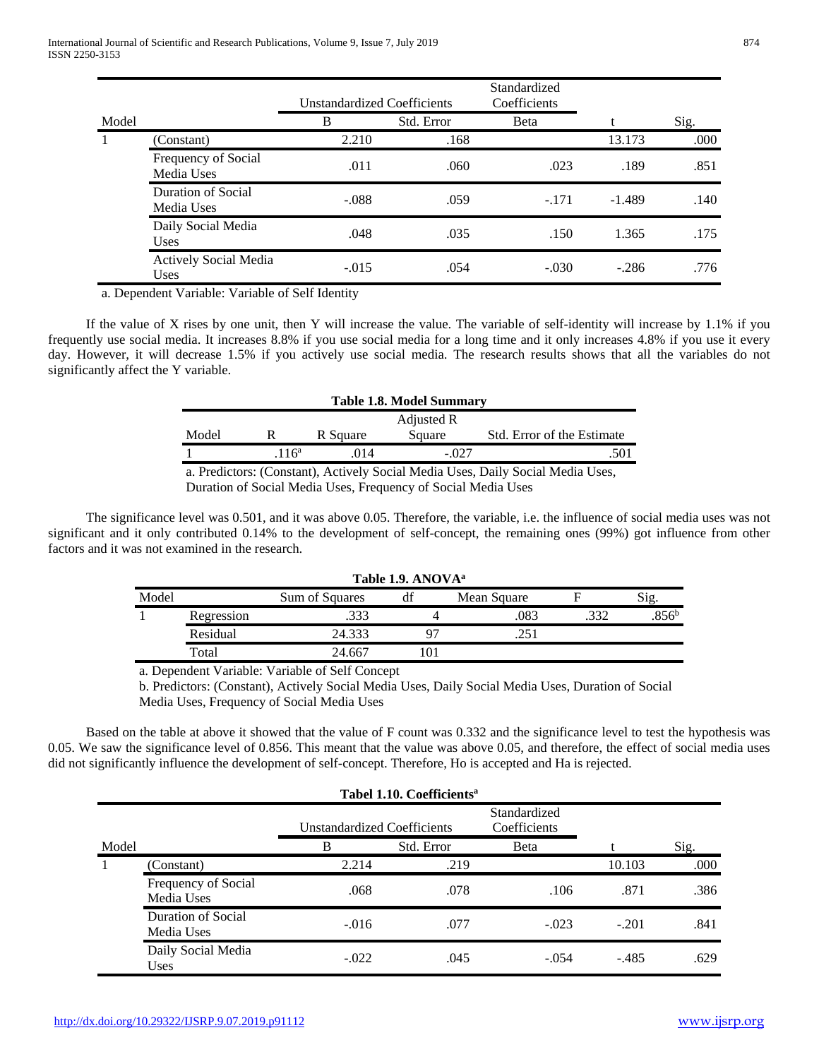| Model | | Unstandardized Coefficients | | Standardized Coefficients | t | Sig. |
|---|---|---|---|---|---|---|
| | | B | Std. Error | Beta | | |
| 1 | (Constant) | 2.210 | .168 | | 13.173 | .000 |
| | Frequency of Social Media Uses | .011 | .060 | .023 | .189 | .851 |
| | Duration of Social Media Uses | -.088 | .059 | -.171 | -1.489 | .140 |
| | Daily Social Media Uses | .048 | .035 | .150 | 1.365 | .175 |
| | Actively Social Media Uses | -.015 | .054 | -.030 | -.286 | .776 |

a. Dependent Variable: Variable of Self Identity

If the value of X rises by one unit, then Y will increase the value. The variable of self-identity will increase by 1.1% if you frequently use social media. It increases 8.8% if you use social media for a long time and it only increases 4.8% if you use it every day. However, it will decrease 1.5% if you actively use social media. The research results shows that all the variables do not significantly affect the Y variable.

**Table 1.8. Model Summary**

| Model | R | R Square | Adjusted R Square | Std. Error of the Estimate |
|---|---|---|---|---|
| 1 | .116[a] | .014 | -.027 | .501 |

a. Predictors: (Constant), Actively Social Media Uses, Daily Social Media Uses, Duration of Social Media Uses, Frequency of Social Media Uses

The significance level was 0.501, and it was above 0.05. Therefore, the variable, i.e. the influence of social media uses was not significant and it only contributed 0.14% to the development of self-concept, the remaining ones (99%) got influence from other factors and it was not examined in the research.

**Table 1.9. ANOVA[a]**

| Model | | Sum of Squares | df | Mean Square | F | Sig. |
|---|---|---|---|---|---|---|
| 1 | Regression | .333 | 4 | .083 | .332 | .856[b] |
| | Residual | 24.333 | 97 | .251 | | |
| | Total | 24.667 | 101 | | | |

a. Dependent Variable: Variable of Self Concept

b. Predictors: (Constant), Actively Social Media Uses, Daily Social Media Uses, Duration of Social Media Uses, Frequency of Social Media Uses

Based on the table at above it showed that the value of F count was 0.332 and the significance level to test the hypothesis was 0.05. We saw the significance level of 0.856. This meant that the value was above 0.05, and therefore, the effect of social media uses did not significantly influence the development of self-concept. Therefore, Ho is accepted and Ha is rejected.

**Tabel 1.10. Coefficients[a]**

| Model | | Unstandardized Coefficients | | Standardized Coefficients | t | Sig. |
|---|---|---|---|---|---|---|
| | | B | Std. Error | Beta | | |
| 1 | (Constant) | 2.214 | .219 | | 10.103 | .000 |
| | Frequency of Social Media Uses | .068 | .078 | .106 | .871 | .386 |
| | Duration of Social Media Uses | -.016 | .077 | -.023 | -.201 | .841 |
| | Daily Social Media Uses | -.022 | .045 | -.054 | -.485 | .629 |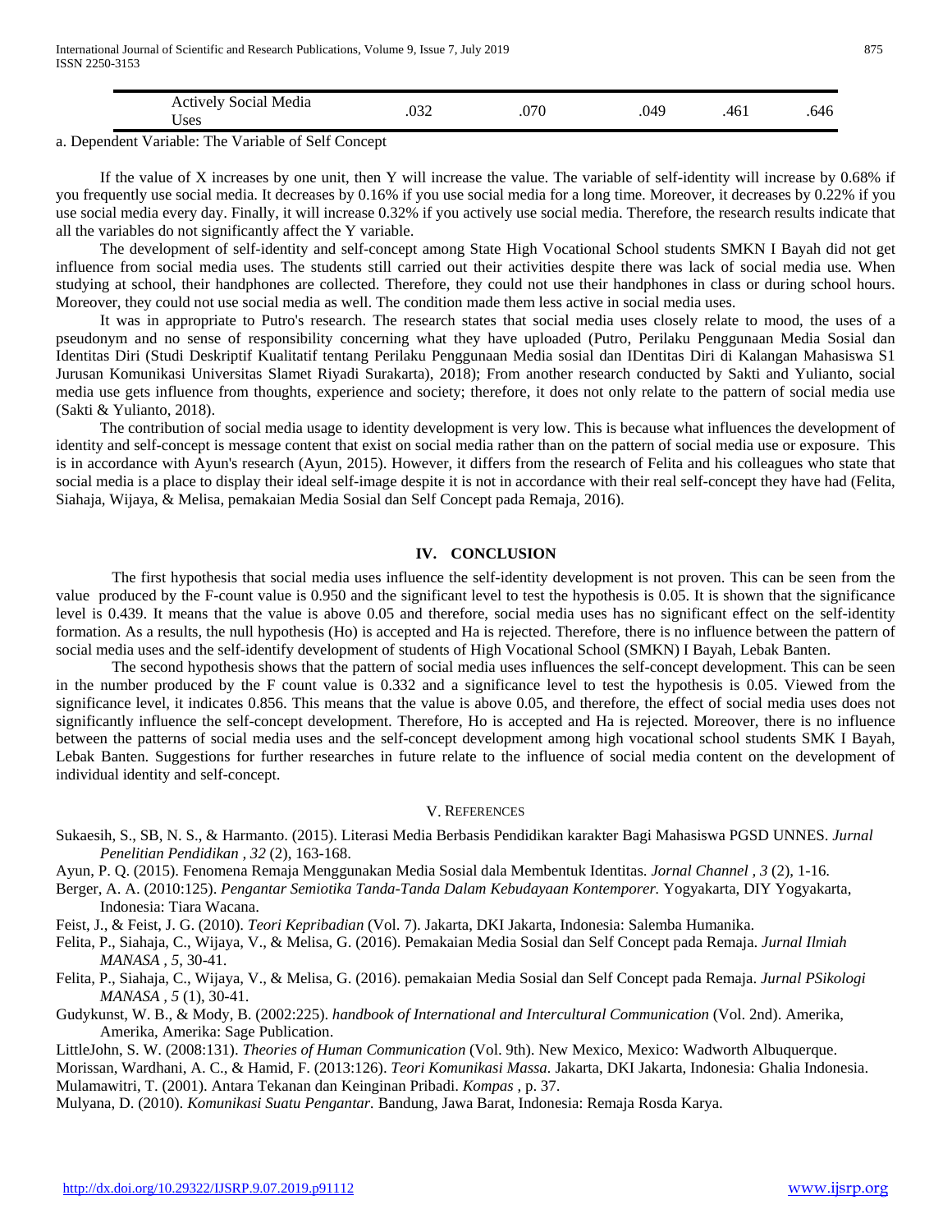| Actively Social Media Uses | .032 | .070 | .049 | .461 | .646 |
|---|---|---|---|---|---|

a. Dependent Variable: The Variable of Self Concept

If the value of X increases by one unit, then Y will increase the value. The variable of self-identity will increase by 0.68% if you frequently use social media. It decreases by 0.16% if you use social media for a long time. Moreover, it decreases by 0.22% if you use social media every day. Finally, it will increase 0.32% if you actively use social media. Therefore, the research results indicate that all the variables do not significantly affect the Y variable.

The development of self-identity and self-concept among State High Vocational School students SMKN I Bayah did not get influence from social media uses. The students still carried out their activities despite there was lack of social media use. When studying at school, their handphones are collected. Therefore, they could not use their handphones in class or during school hours. Moreover, they could not use social media as well. The condition made them less active in social media uses.

It was in appropriate to Putro's research. The research states that social media uses closely relate to mood, the uses of a pseudonym and no sense of responsibility concerning what they have uploaded (Putro, Perilaku Penggunaan Media Sosial dan Identitas Diri (Studi Deskriptif Kualitatif tentang Perilaku Penggunaan Media sosial dan IDentitas Diri di Kalangan Mahasiswa S1 Jurusan Komunikasi Universitas Slamet Riyadi Surakarta), 2018); From another research conducted by Sakti and Yulianto, social media use gets influence from thoughts, experience and society; therefore, it does not only relate to the pattern of social media use (Sakti & Yulianto, 2018).

The contribution of social media usage to identity development is very low. This is because what influences the development of identity and self-concept is message content that exist on social media rather than on the pattern of social media use or exposure. This is in accordance with Ayun's research (Ayun, 2015). However, it differs from the research of Felita and his colleagues who state that social media is a place to display their ideal self-image despite it is not in accordance with their real self-concept they have had (Felita, Siahaja, Wijaya, & Melisa, pemakaian Media Sosial dan Self Concept pada Remaja, 2016).

## IV. CONCLUSION

The first hypothesis that social media uses influence the self-identity development is not proven. This can be seen from the value produced by the F-count value is 0.950 and the significant level to test the hypothesis is 0.05. It is shown that the significance level is 0.439. It means that the value is above 0.05 and therefore, social media uses has no significant effect on the self-identity formation. As a results, the null hypothesis (Ho) is accepted and Ha is rejected. Therefore, there is no influence between the pattern of social media uses and the self-identify development of students of High Vocational School (SMKN) I Bayah, Lebak Banten.

The second hypothesis shows that the pattern of social media uses influences the self-concept development. This can be seen in the number produced by the F count value is 0.332 and a significance level to test the hypothesis is 0.05. Viewed from the significance level, it indicates 0.856. This means that the value is above 0.05, and therefore, the effect of social media uses does not significantly influence the self-concept development. Therefore, Ho is accepted and Ha is rejected. Moreover, there is no influence between the patterns of social media uses and the self-concept development among high vocational school students SMK I Bayah, Lebak Banten. Suggestions for further researches in future relate to the influence of social media content on the development of individual identity and self-concept.

## V. REFERENCES

Sukaesih, S., SB, N. S., & Harmanto. (2015). Literasi Media Berbasis Pendidikan karakter Bagi Mahasiswa PGSD UNNES. *Jurnal Penelitian Pendidikan , 32* (2), 163-168.

Ayun, P. Q. (2015). Fenomena Remaja Menggunakan Media Sosial dala Membentuk Identitas. *Jornal Channel , 3* (2), 1-16.

Berger, A. A. (2010:125). *Pengantar Semiotika Tanda-Tanda Dalam Kebudayaan Kontemporer.* Yogyakarta, DIY Yogyakarta, Indonesia: Tiara Wacana.

Feist, J., & Feist, J. G. (2010). *Teori Kepribadian* (Vol. 7). Jakarta, DKI Jakarta, Indonesia: Salemba Humanika.

Felita, P., Siahaja, C., Wijaya, V., & Melisa, G. (2016). Pemakaian Media Sosial dan Self Concept pada Remaja. *Jurnal Ilmiah MANASA , 5*, 30-41.

Felita, P., Siahaja, C., Wijaya, V., & Melisa, G. (2016). pemakaian Media Sosial dan Self Concept pada Remaja. *Jurnal PSikologi MANASA , 5* (1), 30-41.

Gudykunst, W. B., & Mody, B. (2002:225). *handbook of International and Intercultural Communication* (Vol. 2nd). Amerika, Amerika, Amerika: Sage Publication.

LittleJohn, S. W. (2008:131). *Theories of Human Communication* (Vol. 9th). New Mexico, Mexico: Wadworth Albuquerque.

Morissan, Wardhani, A. C., & Hamid, F. (2013:126). *Teori Komunikasi Massa.* Jakarta, DKI Jakarta, Indonesia: Ghalia Indonesia.

Mulamawitri, T. (2001). Antara Tekanan dan Keinginan Pribadi. *Kompas* , p. 37.

Mulyana, D. (2010). *Komunikasi Suatu Pengantar.* Bandung, Jawa Barat, Indonesia: Remaja Rosda Karya.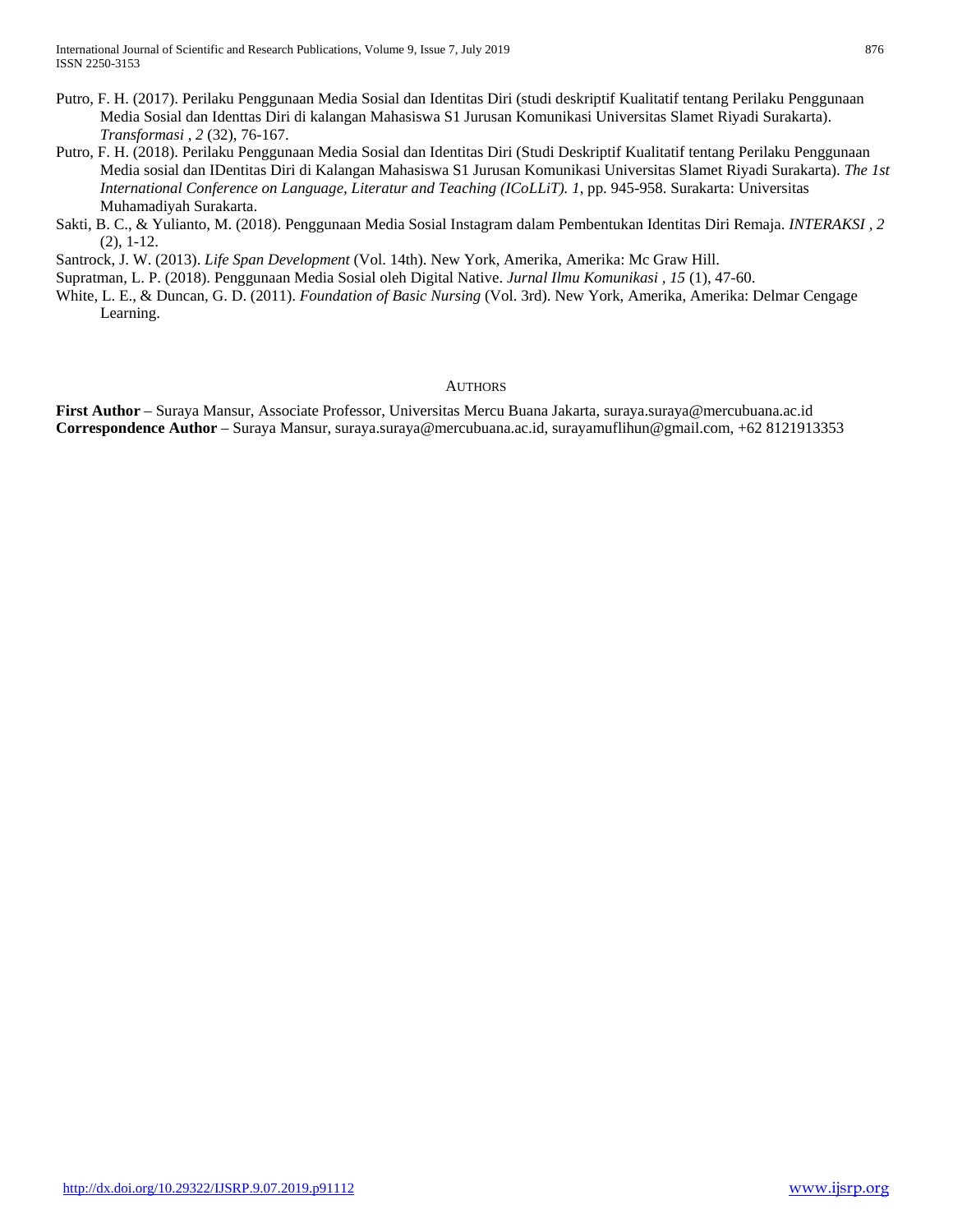Putro, F. H. (2017). Perilaku Penggunaan Media Sosial dan Identitas Diri (studi deskriptif Kualitatif tentang Perilaku Penggunaan Media Sosial dan Identtas Diri di kalangan Mahasiswa S1 Jurusan Komunikasi Universitas Slamet Riyadi Surakarta). *Transformasi , 2* (32), 76-167.

Putro, F. H. (2018). Perilaku Penggunaan Media Sosial dan Identitas Diri (Studi Deskriptif Kualitatif tentang Perilaku Penggunaan Media sosial dan IDentitas Diri di Kalangan Mahasiswa S1 Jurusan Komunikasi Universitas Slamet Riyadi Surakarta). *The 1st International Conference on Language, Literatur and Teaching (ICoLLiT). 1*, pp. 945-958. Surakarta: Universitas Muhamadiyah Surakarta.

Sakti, B. C., & Yulianto, M. (2018). Penggunaan Media Sosial Instagram dalam Pembentukan Identitas Diri Remaja. *INTERAKSI , 2* (2), 1-12.

Santrock, J. W. (2013). *Life Span Development* (Vol. 14th). New York, Amerika, Amerika: Mc Graw Hill.

Supratman, L. P. (2018). Penggunaan Media Sosial oleh Digital Native. *Jurnal Ilmu Komunikasi , 15* (1), 47-60.

White, L. E., & Duncan, G. D. (2011). *Foundation of Basic Nursing* (Vol. 3rd). New York, Amerika, Amerika: Delmar Cengage Learning.

## AUTHORS

**First Author** – Suraya Mansur, Associate Professor, Universitas Mercu Buana Jakarta, suraya.suraya@mercubuana.ac.id

**Correspondence Author** – Suraya Mansur, suraya.suraya@mercubuana.ac.id, surayamuflihun@gmail.com, +62 8121913353